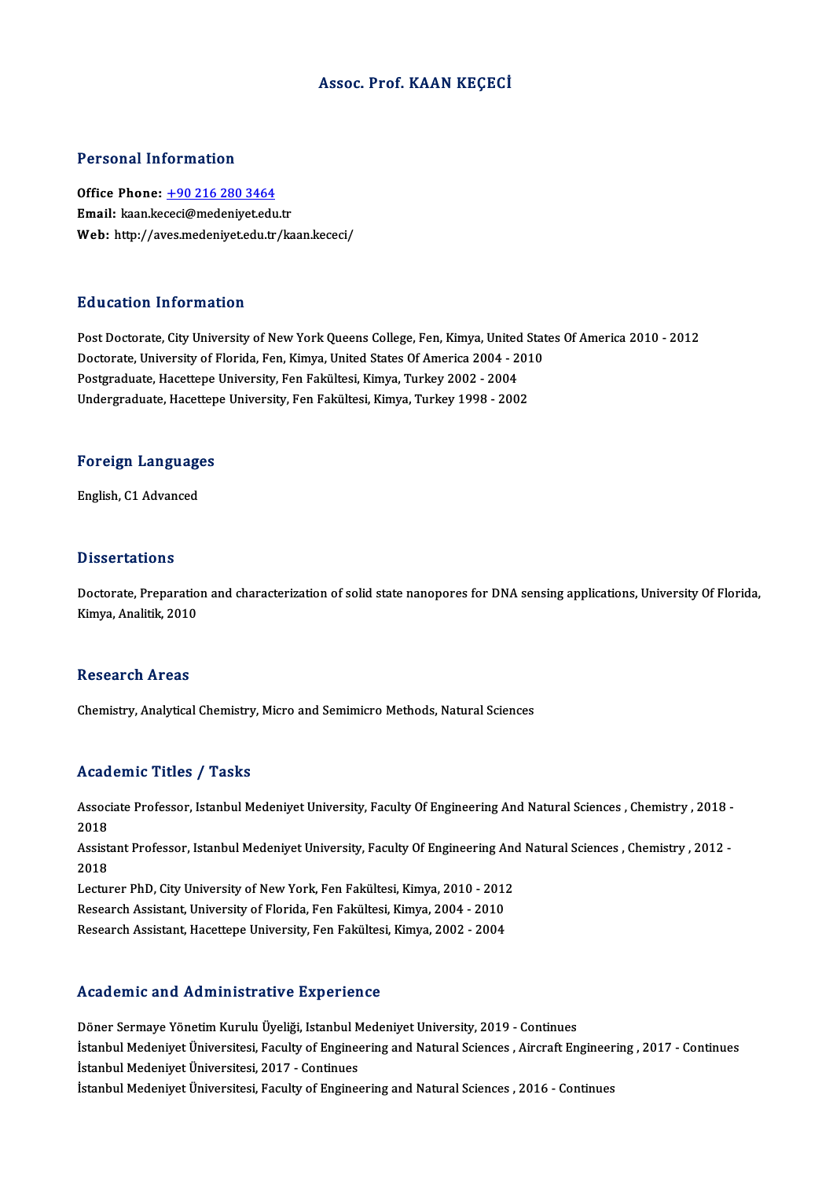# Assoc. Prof. KAAN KEÇECİ

## Personal Information

**Office Phone:** +90 216 280 3464
**Email:** kaan.kececi@medeniyet.edu.tr
**Web:** http://aves.medeniyet.edu.tr/kaan.kececi/

## Education Information

Post Doctorate, City University of New York Queens College, Fen, Kimya, United States Of America 2010 - 2012
Doctorate, University of Florida, Fen, Kimya, United States Of America 2004 - 2010
Postgraduate, Hacettepe University, Fen Fakültesi, Kimya, Turkey 2002 - 2004
Undergraduate, Hacettepe University, Fen Fakültesi, Kimya, Turkey 1998 - 2002

## Foreign Languages

English, C1 Advanced

## Dissertations

Doctorate, Preparation and characterization of solid state nanopores for DNA sensing applications, University Of Florida, Kimya, Analitik, 2010

## Research Areas

Chemistry, Analytical Chemistry, Micro and Semimicro Methods, Natural Sciences

## Academic Titles / Tasks

Associate Professor, Istanbul Medeniyet University, Faculty Of Engineering And Natural Sciences , Chemistry , 2018 - 2018
Assistant Professor, Istanbul Medeniyet University, Faculty Of Engineering And Natural Sciences , Chemistry , 2012 - 2018
Lecturer PhD, City University of New York, Fen Fakültesi, Kimya, 2010 - 2012
Research Assistant, University of Florida, Fen Fakültesi, Kimya, 2004 - 2010
Research Assistant, Hacettepe University, Fen Fakültesi, Kimya, 2002 - 2004

## Academic and Administrative Experience

Döner Sermaye Yönetim Kurulu Üyeliği, Istanbul Medeniyet University, 2019 - Continues
İstanbul Medeniyet Üniversitesi, Faculty of Engineering and Natural Sciences , Aircraft Engineering , 2017 - Continues
İstanbul Medeniyet Üniversitesi, 2017 - Continues
İstanbul Medeniyet Üniversitesi, Faculty of Engineering and Natural Sciences , 2016 - Continues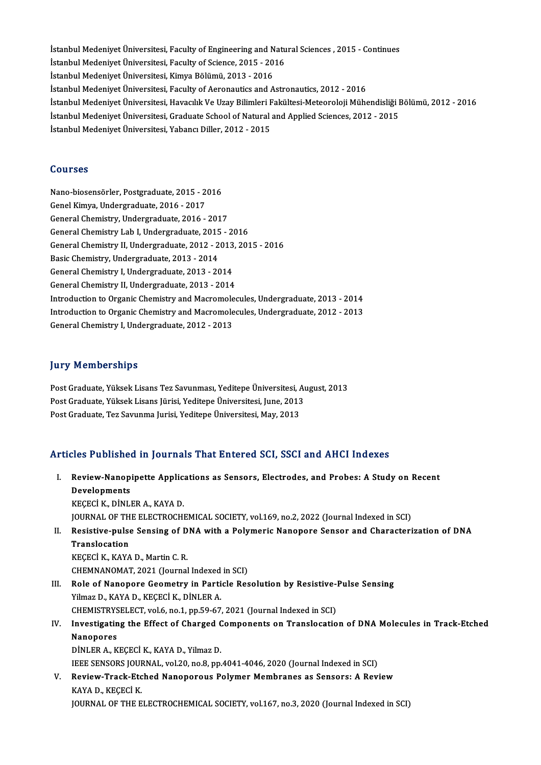İstanbul Medeniyet Üniversitesi, Faculty of Engineering and Natural Sciences , 2015 - Continues
İstanbul Medeniyet Üniversitesi, Faculty of Science, 2015 - 2016
İstanbul Medeniyet Üniversitesi, Kimya Bölümü, 2013 - 2016
İstanbul Medeniyet Üniversitesi, Faculty of Aeronautics and Astronautics, 2012 - 2016
İstanbul Medeniyet Üniversitesi, Havacılık Ve Uzay Bilimleri Fakültesi-Meteoroloji Mühendisliği Bölümü, 2012 - 2016
İstanbul Medeniyet Üniversitesi, Graduate School of Natural and Applied Sciences, 2012 - 2015
İstanbul Medeniyet Üniversitesi, Yabancı Diller, 2012 - 2015

## Courses

Nano-biosensörler, Postgraduate, 2015 - 2016
Genel Kimya, Undergraduate, 2016 - 2017
General Chemistry, Undergraduate, 2016 - 2017
General Chemistry Lab I, Undergraduate, 2015 - 2016
General Chemistry II, Undergraduate, 2012 - 2013, 2015 - 2016
Basic Chemistry, Undergraduate, 2013 - 2014
General Chemistry I, Undergraduate, 2013 - 2014
General Chemistry II, Undergraduate, 2013 - 2014
Introduction to Organic Chemistry and Macromolecules, Undergraduate, 2013 - 2014
Introduction to Organic Chemistry and Macromolecules, Undergraduate, 2012 - 2013
General Chemistry I, Undergraduate, 2012 - 2013

## Jury Memberships

Post Graduate, Yüksek Lisans Tez Savunması, Yeditepe Üniversitesi, August, 2013
Post Graduate, Yüksek Lisans Jürisi, Yeditepe Üniversitesi, June, 2013
Post Graduate, Tez Savunma Jurisi, Yeditepe Üniversitesi, May, 2013

## Articles Published in Journals That Entered SCI, SSCI and AHCI Indexes

I. **Review-Nanopipette Applications as Sensors, Electrodes, and Probes: A Study on Recent Developments**
KEÇECİ K., DİNLER A., KAYA D.
JOURNAL OF THE ELECTROCHEMICAL SOCIETY, vol.169, no.2, 2022 (Journal Indexed in SCI)

II. **Resistive-pulse Sensing of DNA with a Polymeric Nanopore Sensor and Characterization of DNA Translocation**
KEÇECİ K., KAYA D., Martin C. R.
CHEMNANOMAT, 2021 (Journal Indexed in SCI)

III. **Role of Nanopore Geometry in Particle Resolution by Resistive-Pulse Sensing**
Yilmaz D., KAYA D., KEÇECİ K., DİNLER A.
CHEMISTRYSELECT, vol.6, no.1, pp.59-67, 2021 (Journal Indexed in SCI)

IV. **Investigating the Effect of Charged Components on Translocation of DNA Molecules in Track-Etched Nanopores**
DİNLER A., KEÇECİ K., KAYA D., Yilmaz D.
IEEE SENSORS JOURNAL, vol.20, no.8, pp.4041-4046, 2020 (Journal Indexed in SCI)

V. **Review-Track-Etched Nanoporous Polymer Membranes as Sensors: A Review**
KAYA D., KEÇECİ K.
JOURNAL OF THE ELECTROCHEMICAL SOCIETY, vol.167, no.3, 2020 (Journal Indexed in SCI)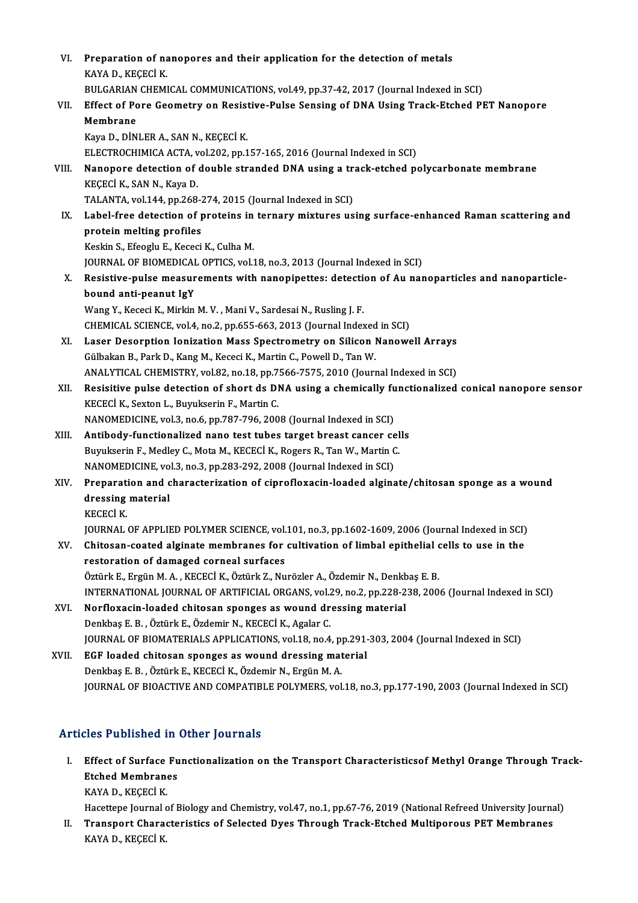VI. **Preparation of nanopores and their application for the detection of metals**
KAYA D., KEÇECİ K.
BULGARIAN CHEMICAL COMMUNICATIONS, vol.49, pp.37-42, 2017 (Journal Indexed in SCI)

VII. **Effect of Pore Geometry on Resistive-Pulse Sensing of DNA Using Track-Etched PET Nanopore Membrane**
Kaya D., DİNLER A., SAN N., KEÇECİ K.
ELECTROCHIMICA ACTA, vol.202, pp.157-165, 2016 (Journal Indexed in SCI)

VIII. **Nanopore detection of double stranded DNA using a track-etched polycarbonate membrane**
KEÇECİ K., SAN N., Kaya D.
TALANTA, vol.144, pp.268-274, 2015 (Journal Indexed in SCI)

IX. **Label-free detection of proteins in ternary mixtures using surface-enhanced Raman scattering and protein melting profiles**
Keskin S., Efeoglu E., Kececi K., Culha M.
JOURNAL OF BIOMEDICAL OPTICS, vol.18, no.3, 2013 (Journal Indexed in SCI)

X. **Resistive-pulse measurements with nanopipettes: detection of Au nanoparticles and nanoparticle-bound anti-peanut IgY**
Wang Y., Kececi K., Mirkin M. V. , Mani V., Sardesai N., Rusling J. F.
CHEMICAL SCIENCE, vol.4, no.2, pp.655-663, 2013 (Journal Indexed in SCI)

XI. **Laser Desorption Ionization Mass Spectrometry on Silicon Nanowell Arrays**
Gülbakan B., Park D., Kang M., Kececi K., Martin C., Powell D., Tan W.
ANALYTICAL CHEMISTRY, vol.82, no.18, pp.7566-7575, 2010 (Journal Indexed in SCI)

XII. **Resisitive pulse detection of short ds DNA using a chemically functionalized conical nanopore sensor**
KECECİ K., Sexton L., Buyukserin F., Martin C.
NANOMEDICINE, vol.3, no.6, pp.787-796, 2008 (Journal Indexed in SCI)

XIII. **Antibody-functionalized nano test tubes target breast cancer cells**
Buyukserin F., Medley C., Mota M., KECECİ K., Rogers R., Tan W., Martin C.
NANOMEDICINE, vol.3, no.3, pp.283-292, 2008 (Journal Indexed in SCI)

XIV. **Preparation and characterization of ciprofloxacin-loaded alginate/chitosan sponge as a wound dressing material**
KECECİ K.
JOURNAL OF APPLIED POLYMER SCIENCE, vol.101, no.3, pp.1602-1609, 2006 (Journal Indexed in SCI)

XV. **Chitosan-coated alginate membranes for cultivation of limbal epithelial cells to use in the restoration of damaged corneal surfaces**
Öztürk E., Ergün M. A. , KECECİ K., Öztürk Z., Nurözler A., Özdemir N., Denkbaş E. B.
INTERNATIONAL JOURNAL OF ARTIFICIAL ORGANS, vol.29, no.2, pp.228-238, 2006 (Journal Indexed in SCI)

XVI. **Norfloxacin-loaded chitosan sponges as wound dressing material**
Denkbaş E. B. , Öztürk E., Özdemir N., KECECİ K., Agalar C.
JOURNAL OF BIOMATERIALS APPLICATIONS, vol.18, no.4, pp.291-303, 2004 (Journal Indexed in SCI)

XVII. **EGF loaded chitosan sponges as wound dressing material**
Denkbaş E. B. , Öztürk E., KECECİ K., Özdemir N., Ergün M. A.
JOURNAL OF BIOACTIVE AND COMPATIBLE POLYMERS, vol.18, no.3, pp.177-190, 2003 (Journal Indexed in SCI)

## Articles Published in Other Journals

I. **Effect of Surface Functionalization on the Transport Characteristicsof Methyl Orange Through Track-Etched Membranes**
KAYA D., KEÇECİ K.
Hacettepe Journal of Biology and Chemistry, vol.47, no.1, pp.67-76, 2019 (National Refreed University Journal)

II. **Transport Characteristics of Selected Dyes Through Track-Etched Multiporous PET Membranes**
KAYA D., KEÇECİ K.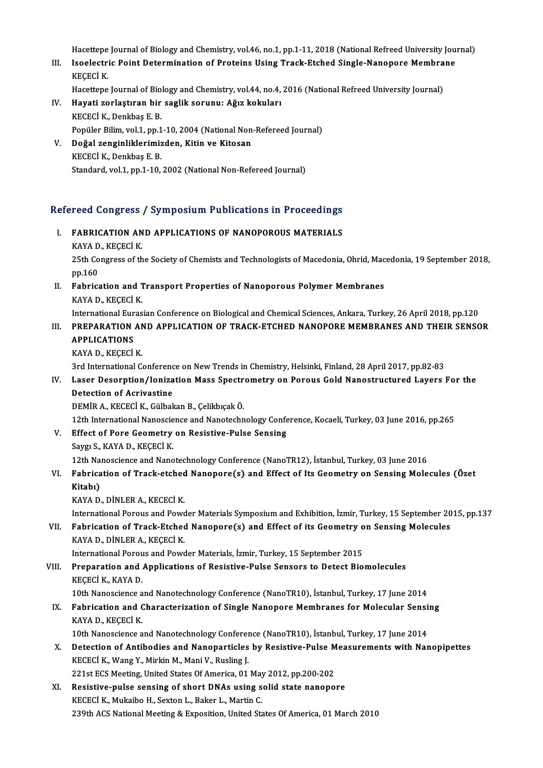Hacettepe Journal of Biology and Chemistry, vol.46, no.1, pp.1-11, 2018 (National Refreed University Journal)

III. **Isoelectric Point Determination of Proteins Using Track-Etched Single-Nanopore Membrane**
KEÇECİ K.
Hacettepe Journal of Biology and Chemistry, vol.44, no.4, 2016 (National Refreed University Journal)

IV. **Hayati zorlaştıran bir saglik sorunu: Ağız kokuları**
KECECİ K., Denkbaş E. B.
Popüler Bilim, vol.1, pp.1-10, 2004 (National Non-Refereed Journal)

V. **Doğal zenginliklerimizden, Kitin ve Kitosan**
KECECİ K., Denkbaş E. B.
Standard, vol.1, pp.1-10, 2002 (National Non-Refereed Journal)

## Refereed Congress / Symposium Publications in Proceedings

I. **FABRICATION AND APPLICATIONS OF NANOPOROUS MATERIALS**
KAYA D., KEÇECİ K.
25th Congress of the Society of Chemists and Technologists of Macedonia, Ohrid, Macedonia, 19 September 2018, pp.160

II. **Fabrication and Transport Properties of Nanoporous Polymer Membranes**
KAYA D., KEÇECİ K.
International Eurasian Conference on Biological and Chemical Sciences, Ankara, Turkey, 26 April 2018, pp.120

III. **PREPARATION AND APPLICATION OF TRACK-ETCHED NANOPORE MEMBRANES AND THEIR SENSOR APPLICATIONS**
KAYA D., KEÇECİ K.
3rd International Conference on New Trends in Chemistry, Helsinki, Finland, 28 April 2017, pp.82-83

IV. **Laser Desorption/Ionization Mass Spectrometry on Porous Gold Nanostructured Layers For the Detection of Acrivastine**
DEMİR A., KECECİ K., Gülbakan B., Çelikbıçak Ö.
12th International Nanoscience and Nanotechnology Conference, Kocaeli, Turkey, 03 June 2016, pp.265

V. **Effect of Pore Geometry on Resistive-Pulse Sensing**
Saygı S., KAYA D., KEÇECİ K.
12th Nanoscience and Nanotechnology Conference (NanoTR12), İstanbul, Turkey, 03 June 2016

VI. **Fabrication of Track-etched Nanopore(s) and Effect of Its Geometry on Sensing Molecules (Özet Kitabı)**
KAYA D., DİNLER A., KECECİ K.
International Porous and Powder Materials Symposium and Exhibition, İzmir, Turkey, 15 September 2015, pp.137

VII. **Fabrication of Track-Etched Nanopore(s) and Effect of its Geometry on Sensing Molecules**
KAYA D., DİNLER A., KEÇECİ K.
International Porous and Powder Materials, İzmir, Turkey, 15 September 2015

VIII. **Preparation and Applications of Resistive-Pulse Sensors to Detect Biomolecules**
KEÇECİ K., KAYA D.
10th Nanoscience and Nanotechnology Conference (NanoTR10), İstanbul, Turkey, 17 June 2014

IX. **Fabrication and Characterization of Single Nanopore Membranes for Molecular Sensing**
KAYA D., KEÇECİ K.
10th Nanoscience and Nanotechnology Conference (NanoTR10), İstanbul, Turkey, 17 June 2014

X. **Detection of Antibodies and Nanoparticles by Resistive-Pulse Measurements with Nanopipettes**
KECECİ K., Wang Y., Mirkin M., Mani V., Rusling J.
221st ECS Meeting, United States Of America, 01 May 2012, pp.200-202

XI. **Resistive-pulse sensing of short DNAs using solid state nanopore**
KECECİ K., Mukaibo H., Sexton L., Baker L., Martin C.
239th ACS National Meeting & Exposition, United States Of America, 01 March 2010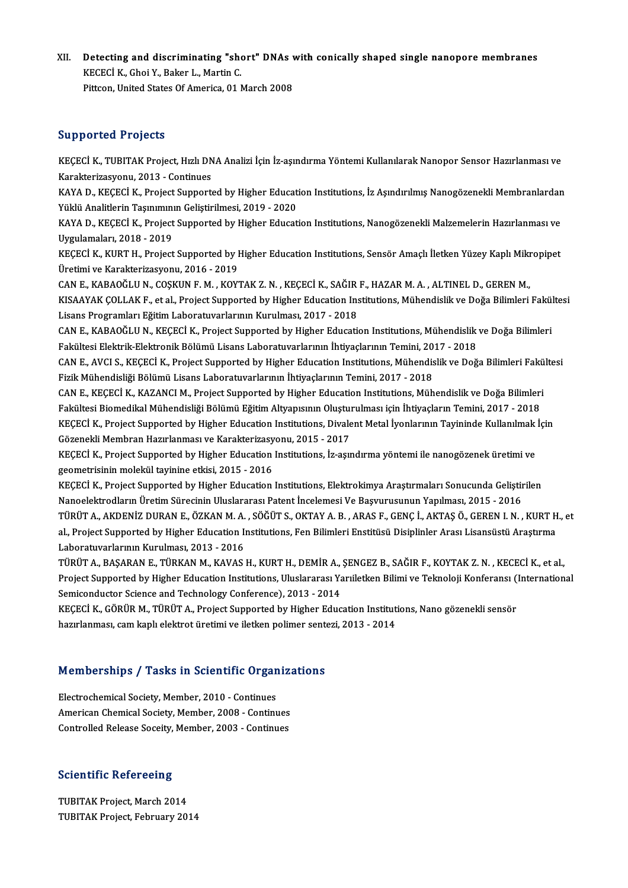XII. **Detecting and discriminating "short" DNAs with conically shaped single nanopore membranes**
KECECİ K., Ghoi Y., Baker L., Martin C.
Pittcon, United States Of America, 01 March 2008

## Supported Projects

KEÇECİ K., TUBITAK Project, Hızlı DNA Analizi İçin İz-aşındırma Yöntemi Kullanılarak Nanopor Sensor Hazırlanması ve Karakterizasyonu, 2013 - Continues

KAYA D., KEÇECİ K., Project Supported by Higher Education Institutions, İz Aşındırılmış Nanogözenekli Membranlardan Yüklü Analitlerin Taşınımının Geliştirilmesi, 2019 - 2020

KAYA D., KEÇECİ K., Project Supported by Higher Education Institutions, Nanogözenekli Malzemelerin Hazırlanması ve Uygulamaları, 2018 - 2019

KEÇECİ K., KURT H., Project Supported by Higher Education Institutions, Sensör Amaçlı İletken Yüzey Kaplı Mikropipet Üretimi ve Karakterizasyonu, 2016 - 2019

CAN E., KABAOĞLU N., COŞKUN F. M. , KOYTAK Z. N. , KEÇECİ K., SAĞIR F., HAZAR M. A. , ALTINEL D., GEREN M., KISAAYAK ÇOLLAK F., et al., Project Supported by Higher Education Institutions, Mühendislik ve Doğa Bilimleri Fakültesi Lisans Programları Eğitim Laboratuvarlarının Kurulması, 2017 - 2018

CAN E., KABAOĞLU N., KEÇECİ K., Project Supported by Higher Education Institutions, Mühendislik ve Doğa Bilimleri Fakültesi Elektrik-Elektronik Bölümü Lisans Laboratuvarlarının İhtiyaçlarının Temini, 2017 - 2018

CAN E., AVCI S., KEÇECİ K., Project Supported by Higher Education Institutions, Mühendislik ve Doğa Bilimleri Fakültesi Fizik Mühendisliği Bölümü Lisans Laboratuvarlarının İhtiyaçlarının Temini, 2017 - 2018

CAN E., KEÇECİ K., KAZANCI M., Project Supported by Higher Education Institutions, Mühendislik ve Doğa Bilimleri Fakültesi Biomedikal Mühendisliği Bölümü Eğitim Altyapısının Oluşturulması için İhtiyaçların Temini, 2017 - 2018

KEÇECİ K., Project Supported by Higher Education Institutions, Divalent Metal İyonlarının Tayininde Kullanılmak İçin Gözenekli Membran Hazırlanması ve Karakterizasyonu, 2015 - 2017

KEÇECİ K., Project Supported by Higher Education Institutions, İz-aşındırma yöntemi ile nanogözenek üretimi ve geometrisinin molekül tayinine etkisi, 2015 - 2016

KEÇECİ K., Project Supported by Higher Education Institutions, Elektrokimya Araştırmaları Sonucunda Geliştirilen Nanoelektrodların Üretim Sürecinin Uluslararası Patent İncelemesi Ve Başvurusunun Yapılması, 2015 - 2016

TÜRÜT A., AKDENİZ DURAN E., ÖZKAN M. A. , SÖĞÜT S., OKTAY A. B. , ARAS F., GENÇ İ., AKTAŞ Ö., GEREN I. N. , KURT H., et al., Project Supported by Higher Education Institutions, Fen Bilimleri Enstitüsü Disiplinler Arası Lisansüstü Araştırma Laboratuvarlarının Kurulması, 2013 - 2016

TÜRÜT A., BAŞARAN E., TÜRKAN M., KAVAS H., KURT H., DEMİR A., ŞENGEZ B., SAĞIR F., KOYTAK Z. N. , KECECİ K., et al., Project Supported by Higher Education Institutions, Uluslararası Yarıiletken Bilimi ve Teknoloji Konferansı (International Semiconductor Science and Technology Conference), 2013 - 2014

KEÇECİ K., GÖRÜR M., TÜRÜT A., Project Supported by Higher Education Institutions, Nano gözenekli sensör hazırlanması, cam kaplı elektrot üretimi ve iletken polimer sentezi, 2013 - 2014

## Memberships / Tasks in Scientific Organizations

Electrochemical Society, Member, 2010 - Continues
American Chemical Society, Member, 2008 - Continues
Controlled Release Soceity, Member, 2003 - Continues

## Scientific Refereeing

TUBITAK Project, March 2014
TUBITAK Project, February 2014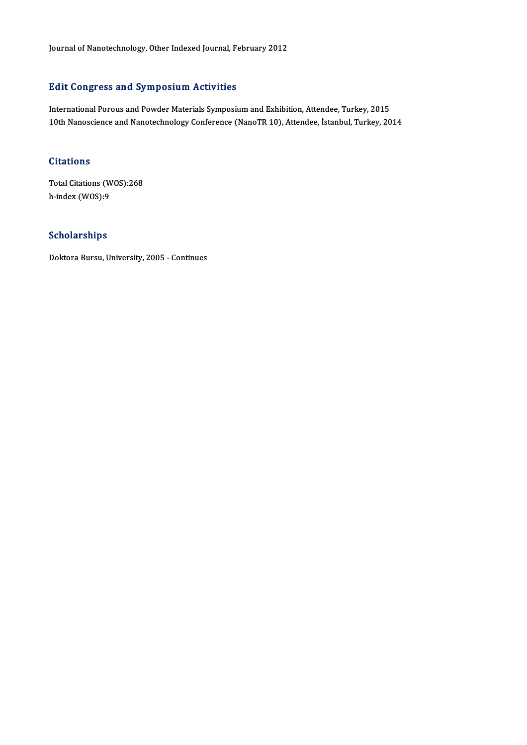Journal of Nanotechnology, Other Indexed Journal, February 2012

## Edit Congress and Symposium Activities

International Porous and Powder Materials Symposium and Exhibition, Attendee, Turkey, 2015
10th Nanoscience and Nanotechnology Conference (NanoTR 10), Attendee, İstanbul, Turkey, 2014

## Citations

Total Citations (WOS):268
h-index (WOS):9

## Scholarships

Doktora Bursu, University, 2005 - Continues